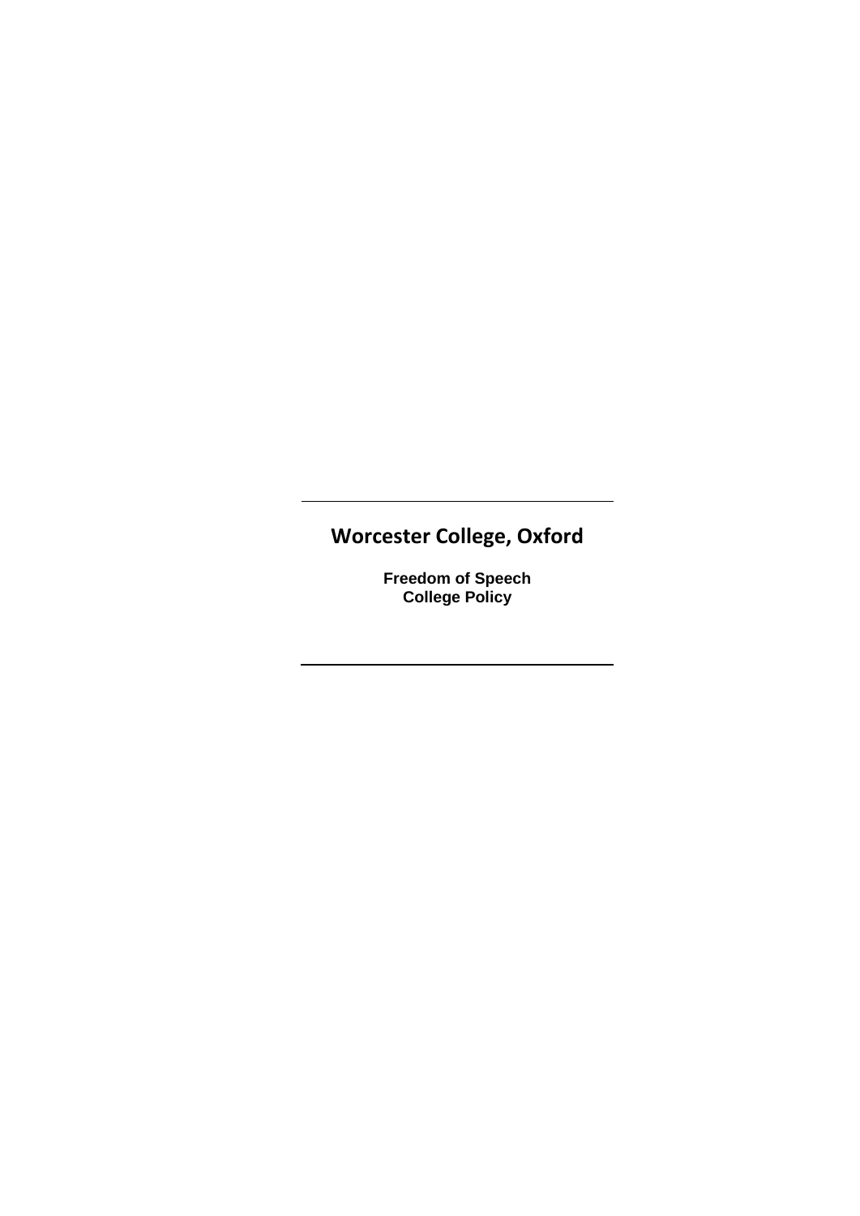# Worcester College, Oxford

**Freedom of Speech**
**College Policy**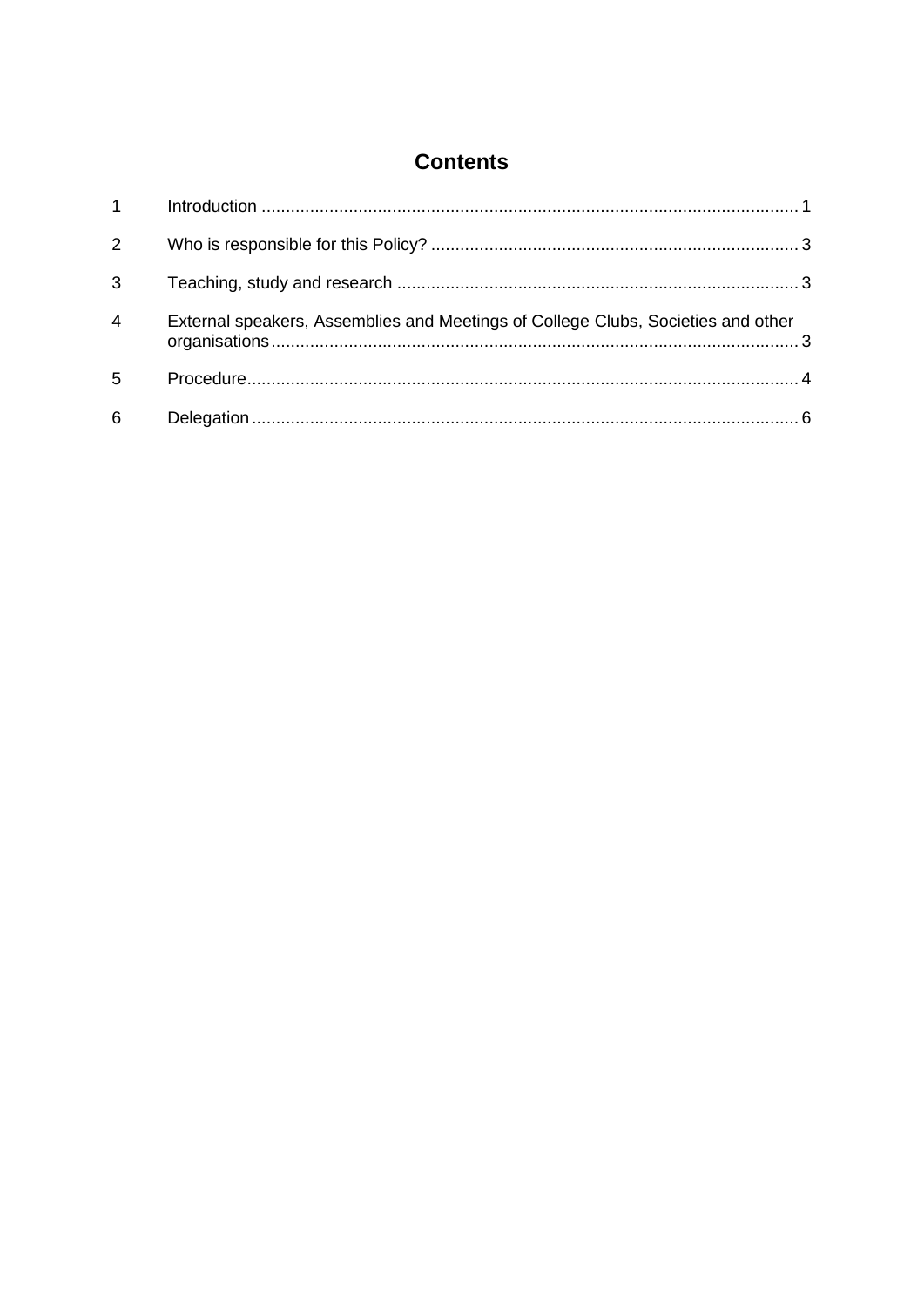# Contents

| | | |
|---|---|---|
| 1 | Introduction | 1 |
| 2 | Who is responsible for this Policy? | 3 |
| 3 | Teaching, study and research | 3 |
| 4 | External speakers, Assemblies and Meetings of College Clubs, Societies and other organisations | 3 |
| 5 | Procedure | 4 |
| 6 | Delegation | 6 |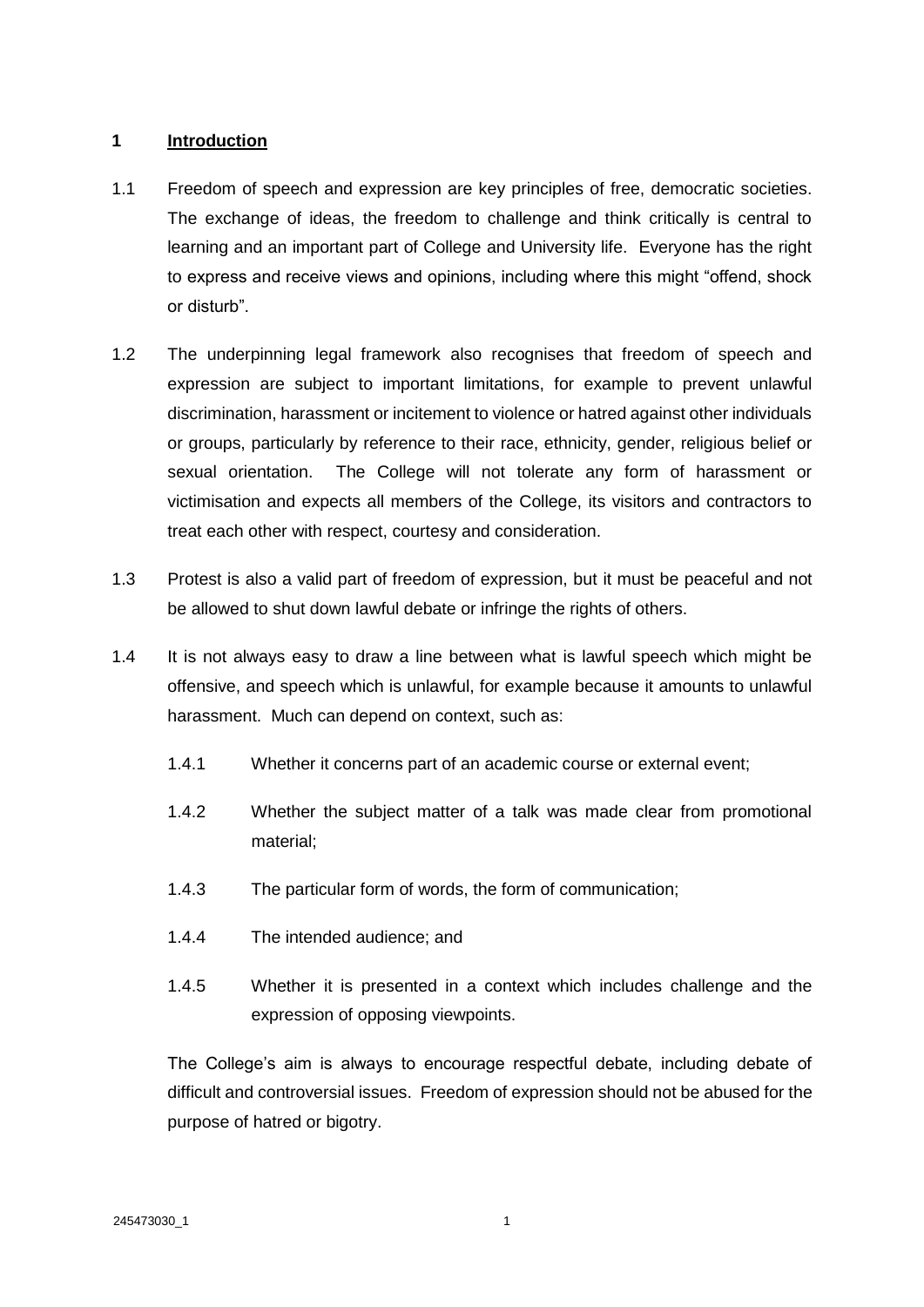## 1 Introduction

1.1 Freedom of speech and expression are key principles of free, democratic societies. The exchange of ideas, the freedom to challenge and think critically is central to learning and an important part of College and University life. Everyone has the right to express and receive views and opinions, including where this might "offend, shock or disturb".

1.2 The underpinning legal framework also recognises that freedom of speech and expression are subject to important limitations, for example to prevent unlawful discrimination, harassment or incitement to violence or hatred against other individuals or groups, particularly by reference to their race, ethnicity, gender, religious belief or sexual orientation. The College will not tolerate any form of harassment or victimisation and expects all members of the College, its visitors and contractors to treat each other with respect, courtesy and consideration.

1.3 Protest is also a valid part of freedom of expression, but it must be peaceful and not be allowed to shut down lawful debate or infringe the rights of others.

1.4 It is not always easy to draw a line between what is lawful speech which might be offensive, and speech which is unlawful, for example because it amounts to unlawful harassment. Much can depend on context, such as:

1.4.1 Whether it concerns part of an academic course or external event;

1.4.2 Whether the subject matter of a talk was made clear from promotional material;

1.4.3 The particular form of words, the form of communication;

1.4.4 The intended audience; and

1.4.5 Whether it is presented in a context which includes challenge and the expression of opposing viewpoints.

The College's aim is always to encourage respectful debate, including debate of difficult and controversial issues. Freedom of expression should not be abused for the purpose of hatred or bigotry.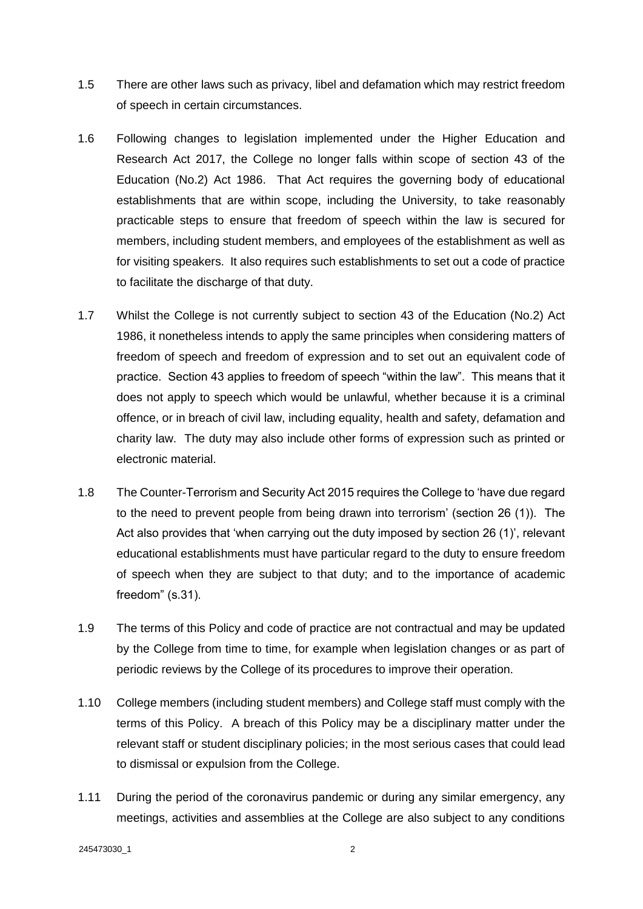1.5 There are other laws such as privacy, libel and defamation which may restrict freedom of speech in certain circumstances.

1.6 Following changes to legislation implemented under the Higher Education and Research Act 2017, the College no longer falls within scope of section 43 of the Education (No.2) Act 1986. That Act requires the governing body of educational establishments that are within scope, including the University, to take reasonably practicable steps to ensure that freedom of speech within the law is secured for members, including student members, and employees of the establishment as well as for visiting speakers. It also requires such establishments to set out a code of practice to facilitate the discharge of that duty.

1.7 Whilst the College is not currently subject to section 43 of the Education (No.2) Act 1986, it nonetheless intends to apply the same principles when considering matters of freedom of speech and freedom of expression and to set out an equivalent code of practice. Section 43 applies to freedom of speech "within the law". This means that it does not apply to speech which would be unlawful, whether because it is a criminal offence, or in breach of civil law, including equality, health and safety, defamation and charity law. The duty may also include other forms of expression such as printed or electronic material.

1.8 The Counter-Terrorism and Security Act 2015 requires the College to 'have due regard to the need to prevent people from being drawn into terrorism' (section 26 (1)). The Act also provides that 'when carrying out the duty imposed by section 26 (1)', relevant educational establishments must have particular regard to the duty to ensure freedom of speech when they are subject to that duty; and to the importance of academic freedom" (s.31).

1.9 The terms of this Policy and code of practice are not contractual and may be updated by the College from time to time, for example when legislation changes or as part of periodic reviews by the College of its procedures to improve their operation.

1.10 College members (including student members) and College staff must comply with the terms of this Policy. A breach of this Policy may be a disciplinary matter under the relevant staff or student disciplinary policies; in the most serious cases that could lead to dismissal or expulsion from the College.

1.11 During the period of the coronavirus pandemic or during any similar emergency, any meetings, activities and assemblies at the College are also subject to any conditions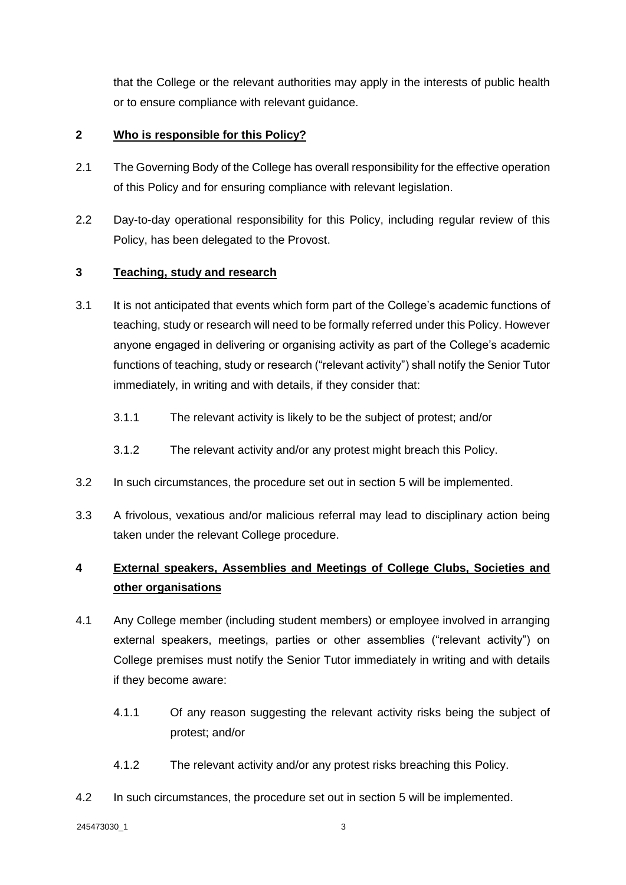that the College or the relevant authorities may apply in the interests of public health or to ensure compliance with relevant guidance.

## 2 Who is responsible for this Policy?

2.1 The Governing Body of the College has overall responsibility for the effective operation of this Policy and for ensuring compliance with relevant legislation.

2.2 Day-to-day operational responsibility for this Policy, including regular review of this Policy, has been delegated to the Provost.

## 3 Teaching, study and research

3.1 It is not anticipated that events which form part of the College's academic functions of teaching, study or research will need to be formally referred under this Policy. However anyone engaged in delivering or organising activity as part of the College's academic functions of teaching, study or research ("relevant activity") shall notify the Senior Tutor immediately, in writing and with details, if they consider that:

3.1.1 The relevant activity is likely to be the subject of protest; and/or

3.1.2 The relevant activity and/or any protest might breach this Policy.

3.2 In such circumstances, the procedure set out in section 5 will be implemented.

3.3 A frivolous, vexatious and/or malicious referral may lead to disciplinary action being taken under the relevant College procedure.

## 4 External speakers, Assemblies and Meetings of College Clubs, Societies and other organisations

4.1 Any College member (including student members) or employee involved in arranging external speakers, meetings, parties or other assemblies ("relevant activity") on College premises must notify the Senior Tutor immediately in writing and with details if they become aware:

4.1.1 Of any reason suggesting the relevant activity risks being the subject of protest; and/or

4.1.2 The relevant activity and/or any protest risks breaching this Policy.

4.2 In such circumstances, the procedure set out in section 5 will be implemented.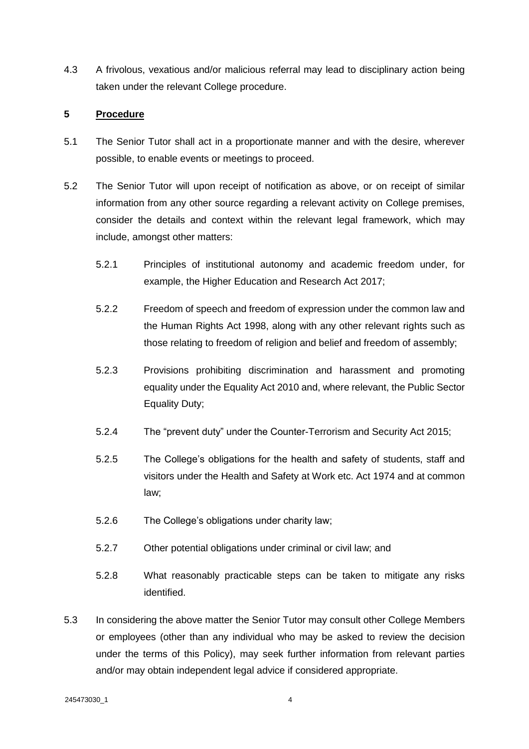4.3 A frivolous, vexatious and/or malicious referral may lead to disciplinary action being taken under the relevant College procedure.

## 5 Procedure

5.1 The Senior Tutor shall act in a proportionate manner and with the desire, wherever possible, to enable events or meetings to proceed.

5.2 The Senior Tutor will upon receipt of notification as above, or on receipt of similar information from any other source regarding a relevant activity on College premises, consider the details and context within the relevant legal framework, which may include, amongst other matters:

5.2.1 Principles of institutional autonomy and academic freedom under, for example, the Higher Education and Research Act 2017;

5.2.2 Freedom of speech and freedom of expression under the common law and the Human Rights Act 1998, along with any other relevant rights such as those relating to freedom of religion and belief and freedom of assembly;

5.2.3 Provisions prohibiting discrimination and harassment and promoting equality under the Equality Act 2010 and, where relevant, the Public Sector Equality Duty;

5.2.4 The "prevent duty" under the Counter-Terrorism and Security Act 2015;

5.2.5 The College's obligations for the health and safety of students, staff and visitors under the Health and Safety at Work etc. Act 1974 and at common law;

5.2.6 The College's obligations under charity law;

5.2.7 Other potential obligations under criminal or civil law; and

5.2.8 What reasonably practicable steps can be taken to mitigate any risks identified.

5.3 In considering the above matter the Senior Tutor may consult other College Members or employees (other than any individual who may be asked to review the decision under the terms of this Policy), may seek further information from relevant parties and/or may obtain independent legal advice if considered appropriate.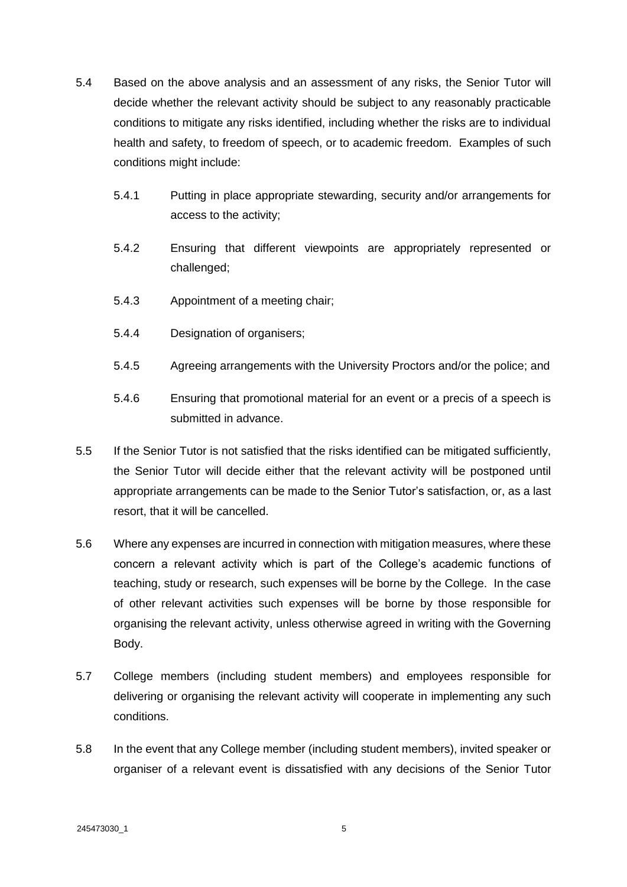5.4 Based on the above analysis and an assessment of any risks, the Senior Tutor will decide whether the relevant activity should be subject to any reasonably practicable conditions to mitigate any risks identified, including whether the risks are to individual health and safety, to freedom of speech, or to academic freedom. Examples of such conditions might include:

 5.4.1 Putting in place appropriate stewarding, security and/or arrangements for access to the activity;

 5.4.2 Ensuring that different viewpoints are appropriately represented or challenged;

 5.4.3 Appointment of a meeting chair;

 5.4.4 Designation of organisers;

 5.4.5 Agreeing arrangements with the University Proctors and/or the police; and

 5.4.6 Ensuring that promotional material for an event or a precis of a speech is submitted in advance.

5.5 If the Senior Tutor is not satisfied that the risks identified can be mitigated sufficiently, the Senior Tutor will decide either that the relevant activity will be postponed until appropriate arrangements can be made to the Senior Tutor's satisfaction, or, as a last resort, that it will be cancelled.

5.6 Where any expenses are incurred in connection with mitigation measures, where these concern a relevant activity which is part of the College's academic functions of teaching, study or research, such expenses will be borne by the College. In the case of other relevant activities such expenses will be borne by those responsible for organising the relevant activity, unless otherwise agreed in writing with the Governing Body.

5.7 College members (including student members) and employees responsible for delivering or organising the relevant activity will cooperate in implementing any such conditions.

5.8 In the event that any College member (including student members), invited speaker or organiser of a relevant event is dissatisfied with any decisions of the Senior Tutor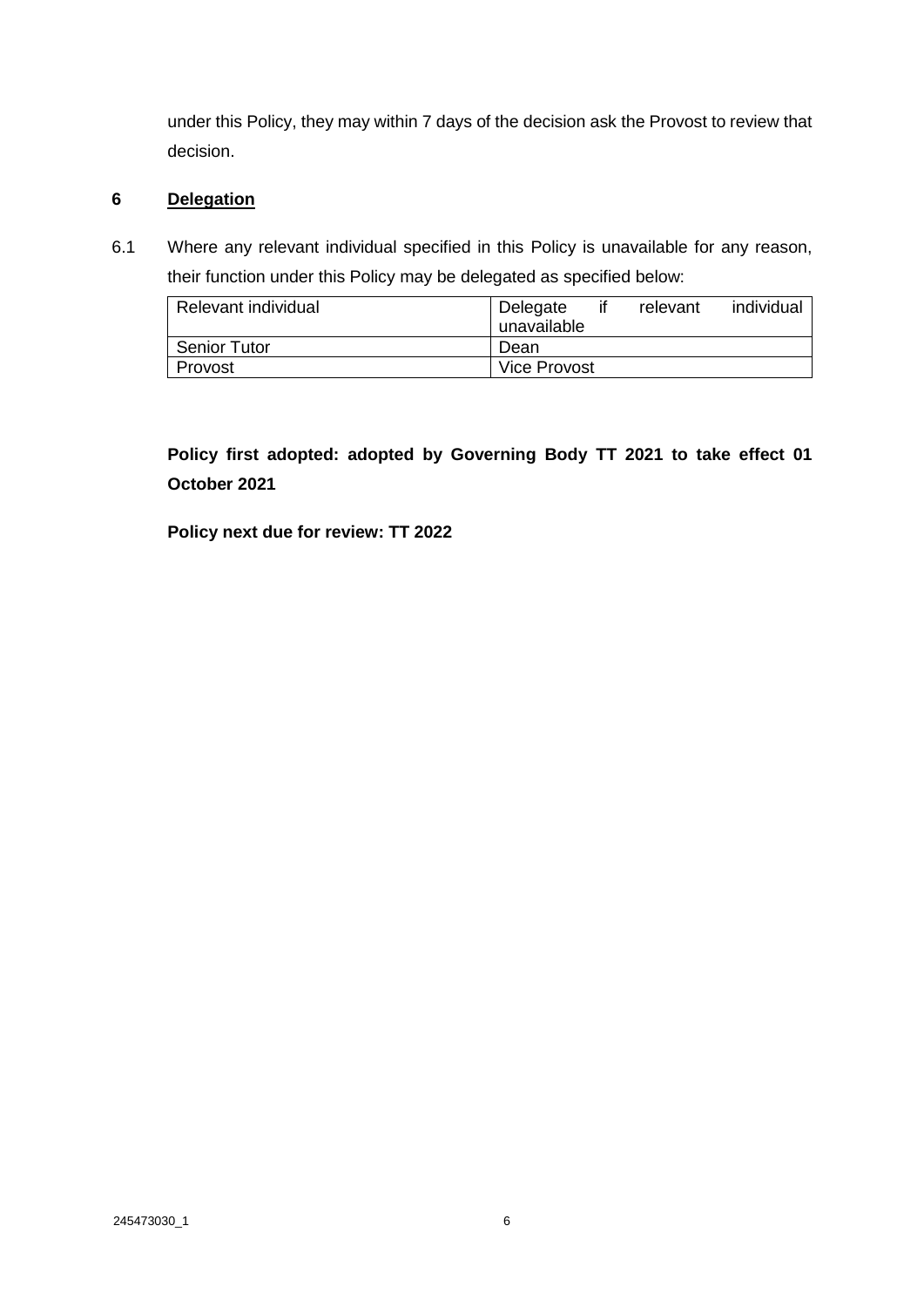under this Policy, they may within 7 days of the decision ask the Provost to review that decision.

## 6 Delegation

6.1 Where any relevant individual specified in this Policy is unavailable for any reason, their function under this Policy may be delegated as specified below:

| Relevant individual | Delegate if relevant individual unavailable |
| --- | --- |
| Senior Tutor | Dean |
| Provost | Vice Provost |

**Policy first adopted: adopted by Governing Body TT 2021 to take effect 01 October 2021**

**Policy next due for review: TT 2022**

245473030_1